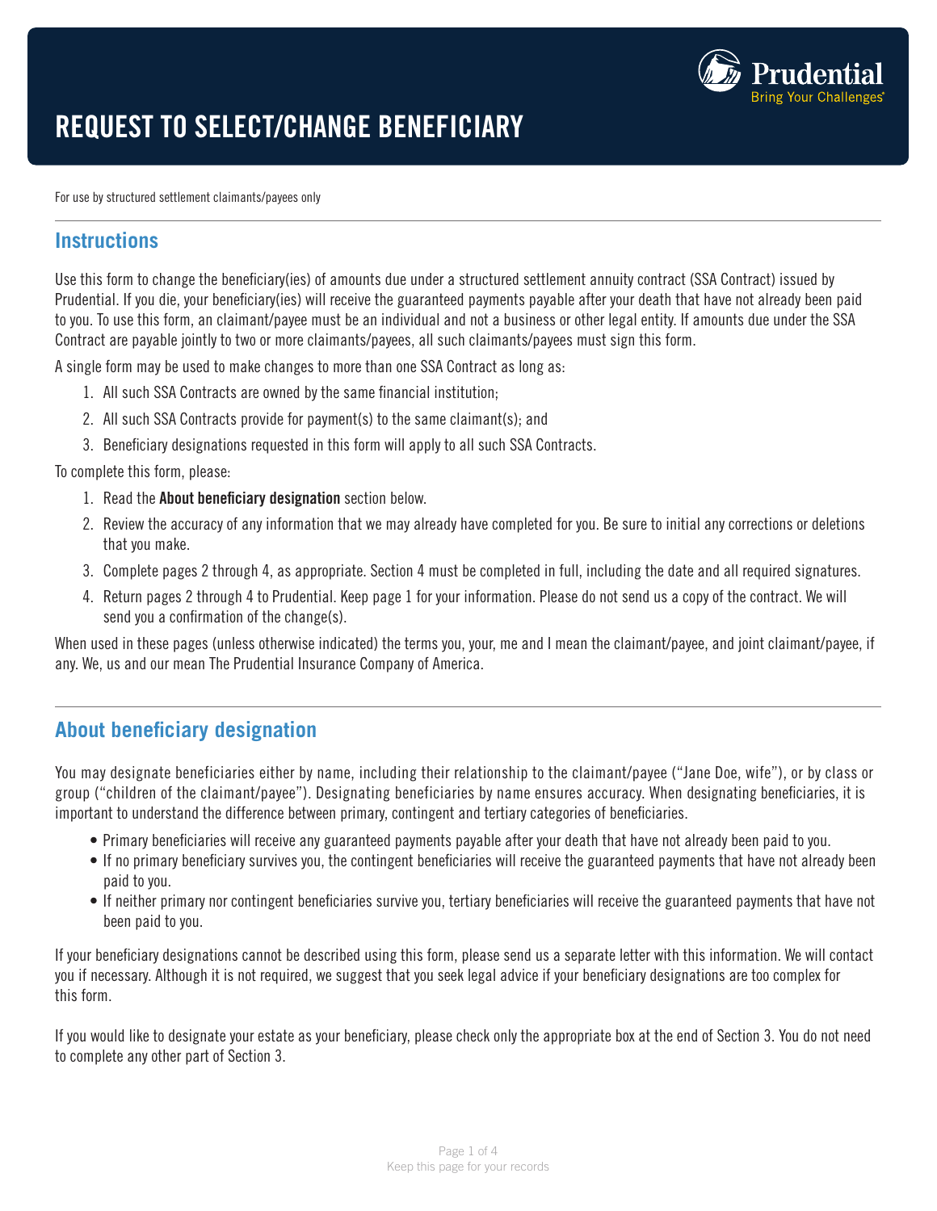# REQUEST TO SELECT/CHANGE BENEFICIARY

For use by structured settlement claimants/payees only

## Instructions

Use this form to change the beneficiary(ies) of amounts due under a structured settlement annuity contract (SSA Contract) issued by Prudential. If you die, your beneficiary(ies) will receive the guaranteed payments payable after your death that have not already been paid to you. To use this form, an claimant/payee must be an individual and not a business or other legal entity. If amounts due under the SSA Contract are payable jointly to two or more claimants/payees, all such claimants/payees must sign this form.

A single form may be used to make changes to more than one SSA Contract as long as:

1. All such SSA Contracts are owned by the same financial institution;
2. All such SSA Contracts provide for payment(s) to the same claimant(s); and
3. Beneficiary designations requested in this form will apply to all such SSA Contracts.

To complete this form, please:

1. Read the **About beneficiary designation** section below.
2. Review the accuracy of any information that we may already have completed for you. Be sure to initial any corrections or deletions that you make.
3. Complete pages 2 through 4, as appropriate. Section 4 must be completed in full, including the date and all required signatures.
4. Return pages 2 through 4 to Prudential. Keep page 1 for your information. Please do not send us a copy of the contract. We will send you a confirmation of the change(s).

When used in these pages (unless otherwise indicated) the terms you, your, me and I mean the claimant/payee, and joint claimant/payee, if any. We, us and our mean The Prudential Insurance Company of America.

## About beneficiary designation

You may designate beneficiaries either by name, including their relationship to the claimant/payee ("Jane Doe, wife"), or by class or group ("children of the claimant/payee"). Designating beneficiaries by name ensures accuracy. When designating beneficiaries, it is important to understand the difference between primary, contingent and tertiary categories of beneficiaries.

- Primary beneficiaries will receive any guaranteed payments payable after your death that have not already been paid to you.
- If no primary beneficiary survives you, the contingent beneficiaries will receive the guaranteed payments that have not already been paid to you.
- If neither primary nor contingent beneficiaries survive you, tertiary beneficiaries will receive the guaranteed payments that have not been paid to you.

If your beneficiary designations cannot be described using this form, please send us a separate letter with this information. We will contact you if necessary. Although it is not required, we suggest that you seek legal advice if your beneficiary designations are too complex for this form.

If you would like to designate your estate as your beneficiary, please check only the appropriate box at the end of Section 3. You do not need to complete any other part of Section 3.

Keep this page for your records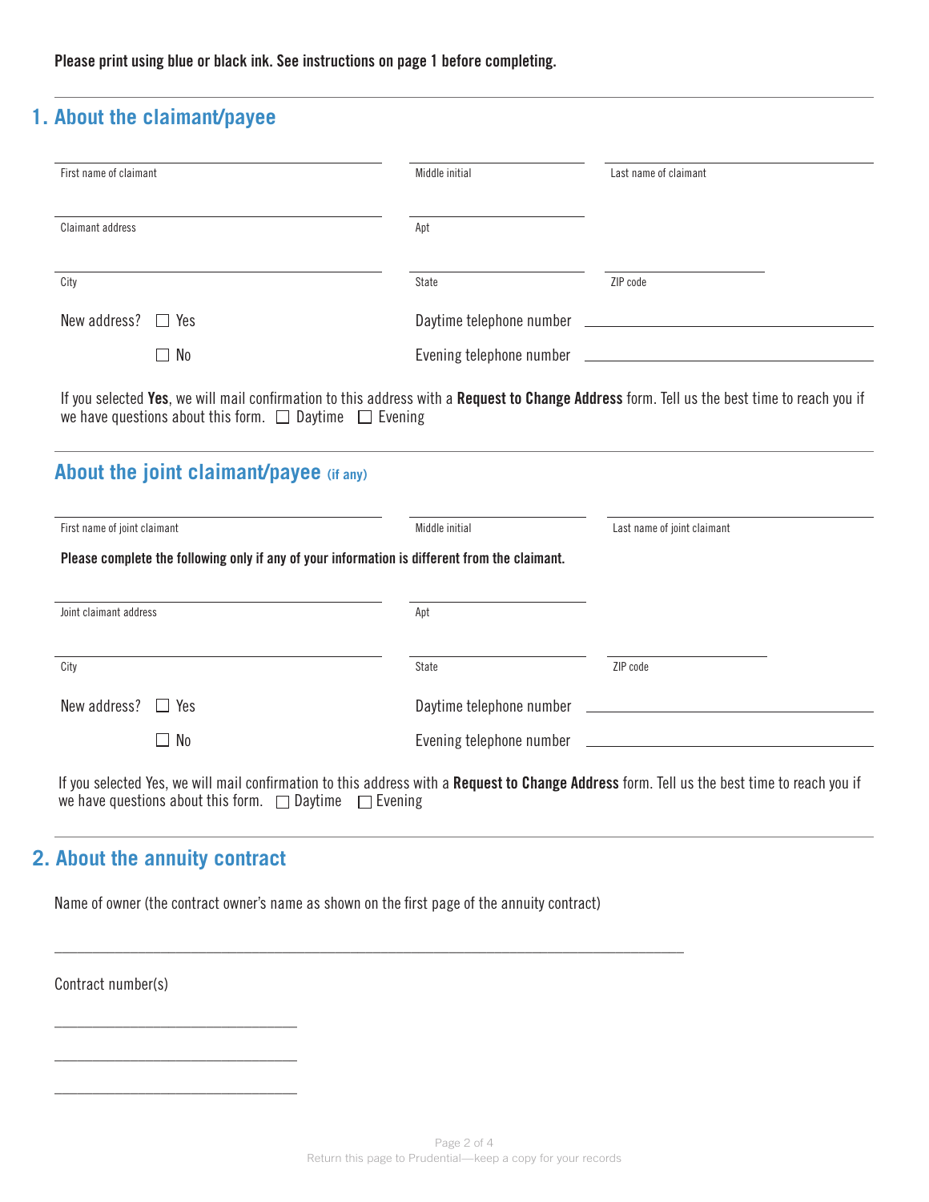**Please print using blue or black ink. See instructions on page 1 before completing.**

## 1. About the claimant/payee

| First name of claimant | Middle initial | Last name of claimant |
|---|---|---|
| Claimant address | Apt | |
| City | State | ZIP code |

New address? ☐ Yes ☐ No

Daytime telephone number \_\_\_\_\_\_\_\_\_\_\_\_\_\_\_\_\_\_\_\_

Evening telephone number \_\_\_\_\_\_\_\_\_\_\_\_\_\_\_\_\_\_\_\_

If you selected **Yes**, we will mail confirmation to this address with a **Request to Change Address** form. Tell us the best time to reach you if we have questions about this form. ☐ Daytime ☐ Evening

## About the joint claimant/payee (if any)

| First name of joint claimant | Middle initial | Last name of joint claimant |
|---|---|---|

**Please complete the following only if any of your information is different from the claimant.**

| Joint claimant address | Apt | |
|---|---|---|
| City | State | ZIP code |

New address? ☐ Yes ☐ No

Daytime telephone number \_\_\_\_\_\_\_\_\_\_\_\_\_\_\_\_\_\_\_\_

Evening telephone number \_\_\_\_\_\_\_\_\_\_\_\_\_\_\_\_\_\_\_\_

If you selected Yes, we will mail confirmation to this address with a **Request to Change Address** form. Tell us the best time to reach you if we have questions about this form. ☐ Daytime ☐ Evening

## 2. About the annuity contract

Name of owner (the contract owner's name as shown on the first page of the annuity contract)

\_\_\_\_\_\_\_\_\_\_\_\_\_\_\_\_\_\_\_\_\_\_\_\_\_\_\_\_\_\_\_\_\_\_\_\_\_\_\_\_\_\_\_\_

Contract number(s)

\_\_\_\_\_\_\_\_\_\_\_\_\_\_\_\_\_\_\_\_

\_\_\_\_\_\_\_\_\_\_\_\_\_\_\_\_\_\_\_\_

\_\_\_\_\_\_\_\_\_\_\_\_\_\_\_\_\_\_\_\_

Return this page to Prudential—keep a copy for your records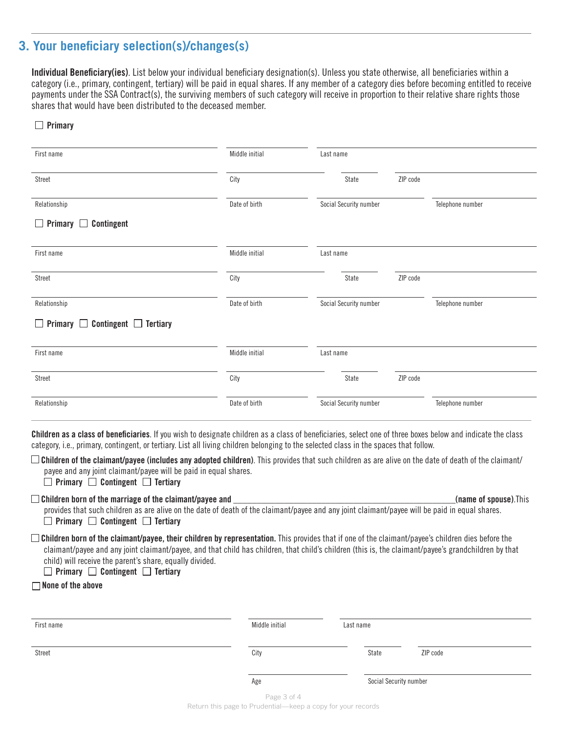## 3. Your beneficiary selection(s)/changes(s)

**Individual Beneficiary(ies)**. List below your individual beneficiary designation(s). Unless you state otherwise, all beneficiaries within a category (i.e., primary, contingent, tertiary) will be paid in equal shares. If any member of a category dies before becoming entitled to receive payments under the SSA Contract(s), the surviving members of such category will receive in proportion to their relative share rights those shares that would have been distributed to the deceased member.

☐ **Primary**

| First name | Middle initial | Last name | |
|---|---|---|---|
| Street | City | State | ZIP code |
| Relationship | Date of birth | Social Security number | Telephone number |

☐ **Primary** ☐ **Contingent**

| First name | Middle initial | Last name | |
|---|---|---|---|
| Street | City | State | ZIP code |
| Relationship | Date of birth | Social Security number | Telephone number |

☐ **Primary** ☐ **Contingent** ☐ **Tertiary**

| First name | Middle initial | Last name | |
|---|---|---|---|
| Street | City | State | ZIP code |
| Relationship | Date of birth | Social Security number | Telephone number |

**Children as a class of beneficiaries**. If you wish to designate children as a class of beneficiaries, select one of three boxes below and indicate the class category, i.e., primary, contingent, or tertiary. List all living children belonging to the selected class in the spaces that follow.

☐ **Children of the claimant/payee (includes any adopted children)**. This provides that such children as are alive on the date of death of the claimant/payee and any joint claimant/payee will be paid in equal shares.
☐ **Primary** ☐ **Contingent** ☐ **Tertiary**

☐ **Children born of the marriage of the claimant/payee and** ________________________________________**(name of spouse)**.This provides that such children as are alive on the date of death of the claimant/payee and any joint claimant/payee will be paid in equal shares.
☐ **Primary** ☐ **Contingent** ☐ **Tertiary**

☐ **Children born of the claimant/payee, their children by representation.** This provides that if one of the claimant/payee's children dies before the claimant/payee and any joint claimant/payee, and that child has children, that child's children (this is, the claimant/payee's grandchildren by that child) will receive the parent's share, equally divided.
☐ **Primary** ☐ **Contingent** ☐ **Tertiary**

☐ **None of the above**

| First name | Middle initial | Last name | |
|---|---|---|---|
| Street | City | State | ZIP code |
| | Age | Social Security number | |

Return this page to Prudential—keep a copy for your records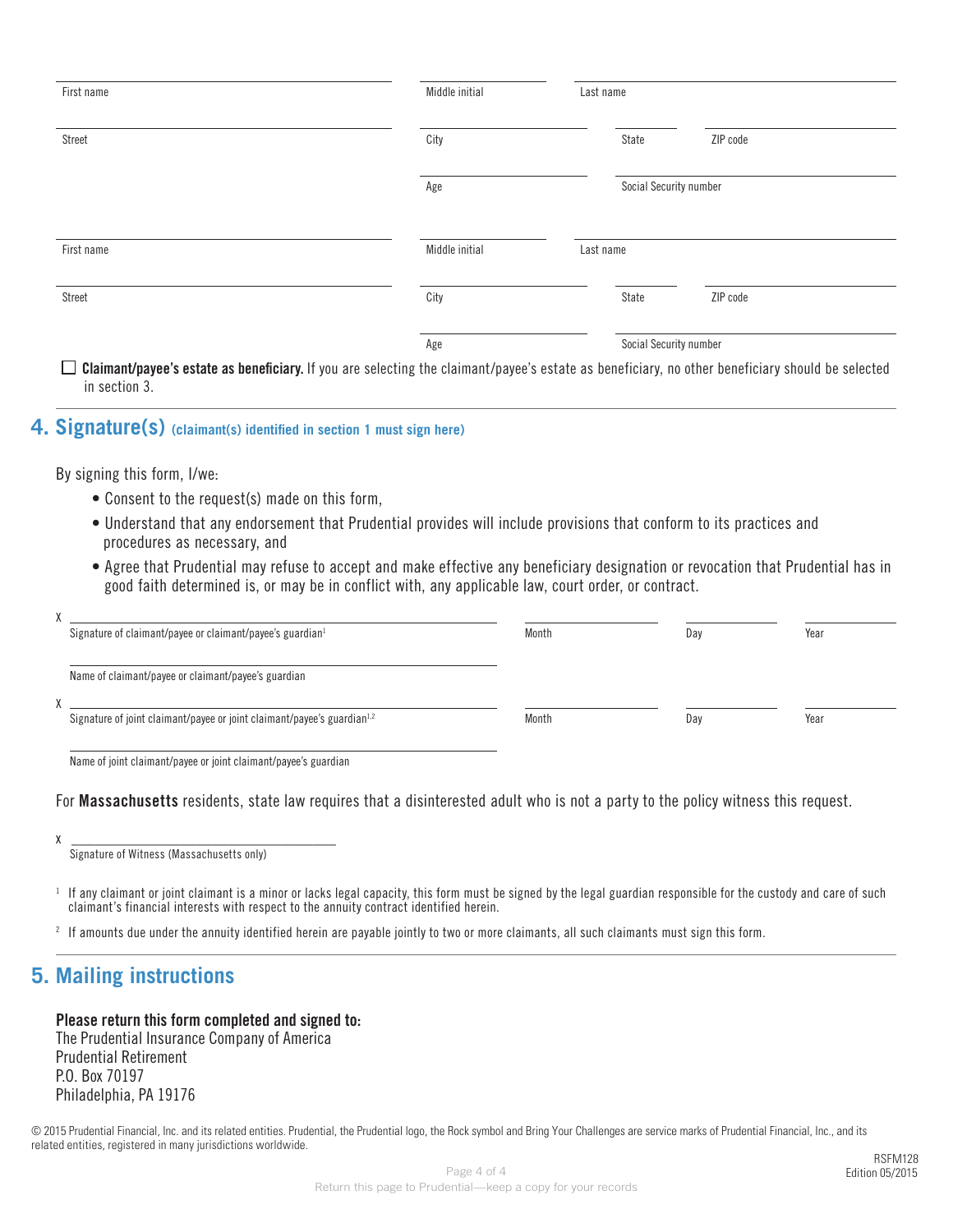| | | |
|---|---|---|
| First name | Middle initial | Last name |
| Street | City | State / ZIP code |
| | Age | Social Security number |

| | | |
|---|---|---|
| First name | Middle initial | Last name |
| Street | City | State / ZIP code |
| | Age | Social Security number |

☐ **Claimant/payee's estate as beneficiary.** If you are selecting the claimant/payee's estate as beneficiary, no other beneficiary should be selected in section 3.

## 4. Signature(s) (claimant(s) identified in section 1 must sign here)

By signing this form, I/we:

- Consent to the request(s) made on this form,
- Understand that any endorsement that Prudential provides will include provisions that conform to its practices and procedures as necessary, and
- Agree that Prudential may refuse to accept and make effective any beneficiary designation or revocation that Prudential has in good faith determined is, or may be in conflict with, any applicable law, court order, or contract.

X ______________________________ Month ______ Day ______ Year ______
Signature of claimant/payee or claimant/payee's guardian[1]

______________________________
Name of claimant/payee or claimant/payee's guardian

X ______________________________ Month ______ Day ______ Year ______
Signature of joint claimant/payee or joint claimant/payee's guardian[1,2]

______________________________
Name of joint claimant/payee or joint claimant/payee's guardian

For **Massachusetts** residents, state law requires that a disinterested adult who is not a party to the policy witness this request.

X ______________________________
Signature of Witness (Massachusetts only)

[1] If any claimant or joint claimant is a minor or lacks legal capacity, this form must be signed by the legal guardian responsible for the custody and care of such claimant's financial interests with respect to the annuity contract identified herein.

[2] If amounts due under the annuity identified herein are payable jointly to two or more claimants, all such claimants must sign this form.

## 5. Mailing instructions

**Please return this form completed and signed to:**
The Prudential Insurance Company of America
Prudential Retirement
P.O. Box 70197
Philadelphia, PA 19176

© 2015 Prudential Financial, Inc. and its related entities. Prudential, the Prudential logo, the Rock symbol and Bring Your Challenges are service marks of Prudential Financial, Inc., and its related entities, registered in many jurisdictions worldwide.

RSFM128
Edition 05/2015

Return this page to Prudential—keep a copy for your records